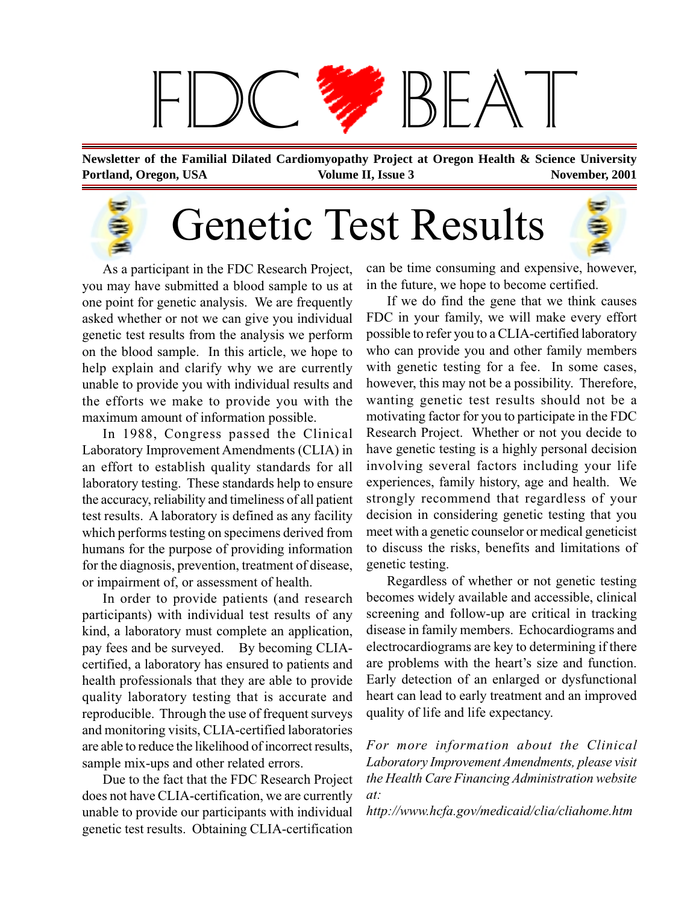# FDC BEAT

**Newsletter of the Familial Dilated Cardiomyopathy Project at Oregon Health & Science University**
**Portland, Oregon, USA** **Volume II, Issue 3** **November, 2001**

## Genetic Test Results

As a participant in the FDC Research Project, you may have submitted a blood sample to us at one point for genetic analysis. We are frequently asked whether or not we can give you individual genetic test results from the analysis we perform on the blood sample. In this article, we hope to help explain and clarify why we are currently unable to provide you with individual results and the efforts we make to provide you with the maximum amount of information possible.

In 1988, Congress passed the Clinical Laboratory Improvement Amendments (CLIA) in an effort to establish quality standards for all laboratory testing. These standards help to ensure the accuracy, reliability and timeliness of all patient test results. A laboratory is defined as any facility which performs testing on specimens derived from humans for the purpose of providing information for the diagnosis, prevention, treatment of disease, or impairment of, or assessment of health.

In order to provide patients (and research participants) with individual test results of any kind, a laboratory must complete an application, pay fees and be surveyed. By becoming CLIA-certified, a laboratory has ensured to patients and health professionals that they are able to provide quality laboratory testing that is accurate and reproducible. Through the use of frequent surveys and monitoring visits, CLIA-certified laboratories are able to reduce the likelihood of incorrect results, sample mix-ups and other related errors.

Due to the fact that the FDC Research Project does not have CLIA-certification, we are currently unable to provide our participants with individual genetic test results. Obtaining CLIA-certification can be time consuming and expensive, however, in the future, we hope to become certified.

If we do find the gene that we think causes FDC in your family, we will make every effort possible to refer you to a CLIA-certified laboratory who can provide you and other family members with genetic testing for a fee. In some cases, however, this may not be a possibility. Therefore, wanting genetic test results should not be a motivating factor for you to participate in the FDC Research Project. Whether or not you decide to have genetic testing is a highly personal decision involving several factors including your life experiences, family history, age and health. We strongly recommend that regardless of your decision in considering genetic testing that you meet with a genetic counselor or medical geneticist to discuss the risks, benefits and limitations of genetic testing.

Regardless of whether or not genetic testing becomes widely available and accessible, clinical screening and follow-up are critical in tracking disease in family members. Echocardiograms and electrocardiograms are key to determining if there are problems with the heart's size and function. Early detection of an enlarged or dysfunctional heart can lead to early treatment and an improved quality of life and life expectancy.

*For more information about the Clinical Laboratory Improvement Amendments, please visit the Health Care Financing Administration website at:*

*http://www.hcfa.gov/medicaid/clia/cliahome.htm*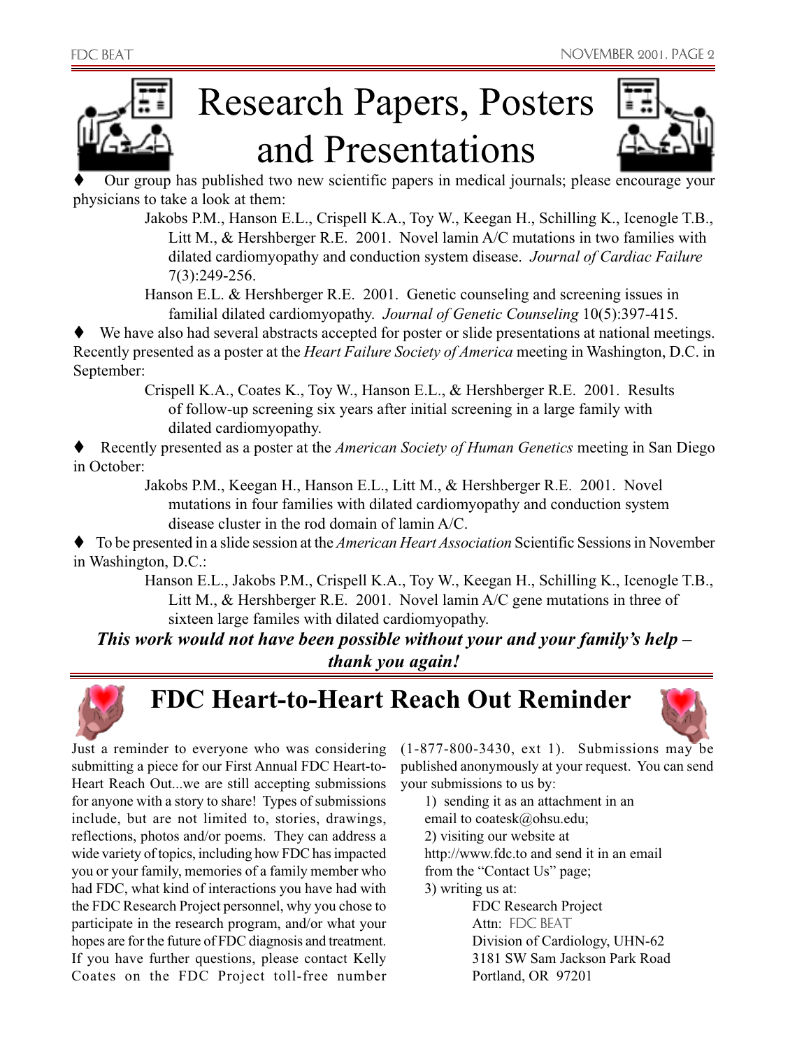# Research Papers, Posters and Presentations

- Our group has published two new scientific papers in medical journals; please encourage your physicians to take a look at them:

  Jakobs P.M., Hanson E.L., Crispell K.A., Toy W., Keegan H., Schilling K., Icenogle T.B., Litt M., & Hershberger R.E. 2001. Novel lamin A/C mutations in two families with dilated cardiomyopathy and conduction system disease. *Journal of Cardiac Failure* 7(3):249-256.

  Hanson E.L. & Hershberger R.E. 2001. Genetic counseling and screening issues in familial dilated cardiomyopathy. *Journal of Genetic Counseling* 10(5):397-415.

- We have also had several abstracts accepted for poster or slide presentations at national meetings. Recently presented as a poster at the *Heart Failure Society of America* meeting in Washington, D.C. in September:

  Crispell K.A., Coates K., Toy W., Hanson E.L., & Hershberger R.E. 2001. Results of follow-up screening six years after initial screening in a large family with dilated cardiomyopathy.

- Recently presented as a poster at the *American Society of Human Genetics* meeting in San Diego in October:

  Jakobs P.M., Keegan H., Hanson E.L., Litt M., & Hershberger R.E. 2001. Novel mutations in four families with dilated cardiomyopathy and conduction system disease cluster in the rod domain of lamin A/C.

- To be presented in a slide session at the *American Heart Association* Scientific Sessions in November in Washington, D.C.:

  Hanson E.L., Jakobs P.M., Crispell K.A., Toy W., Keegan H., Schilling K., Icenogle T.B., Litt M., & Hershberger R.E. 2001. Novel lamin A/C gene mutations in three of sixteen large familes with dilated cardiomyopathy.

***This work would not have been possible without your and your family's help – thank you again!***

# FDC Heart-to-Heart Reach Out Reminder

Just a reminder to everyone who was considering submitting a piece for our First Annual FDC Heart-to-Heart Reach Out...we are still accepting submissions for anyone with a story to share! Types of submissions include, but are not limited to, stories, drawings, reflections, photos and/or poems. They can address a wide variety of topics, including how FDC has impacted you or your family, memories of a family member who had FDC, what kind of interactions you have had with the FDC Research Project personnel, why you chose to participate in the research program, and/or what your hopes are for the future of FDC diagnosis and treatment. If you have further questions, please contact Kelly Coates on the FDC Project toll-free number (1-877-800-3430, ext 1). Submissions may be published anonymously at your request. You can send your submissions to us by:

1) sending it as an attachment in an email to coatesk@ohsu.edu;
2) visiting our website at http://www.fdc.to and send it in an email from the "Contact Us" page;
3) writing us at:

   FDC Research Project
   Attn: FDC BEAT
   Division of Cardiology, UHN-62
   3181 SW Sam Jackson Park Road
   Portland, OR 97201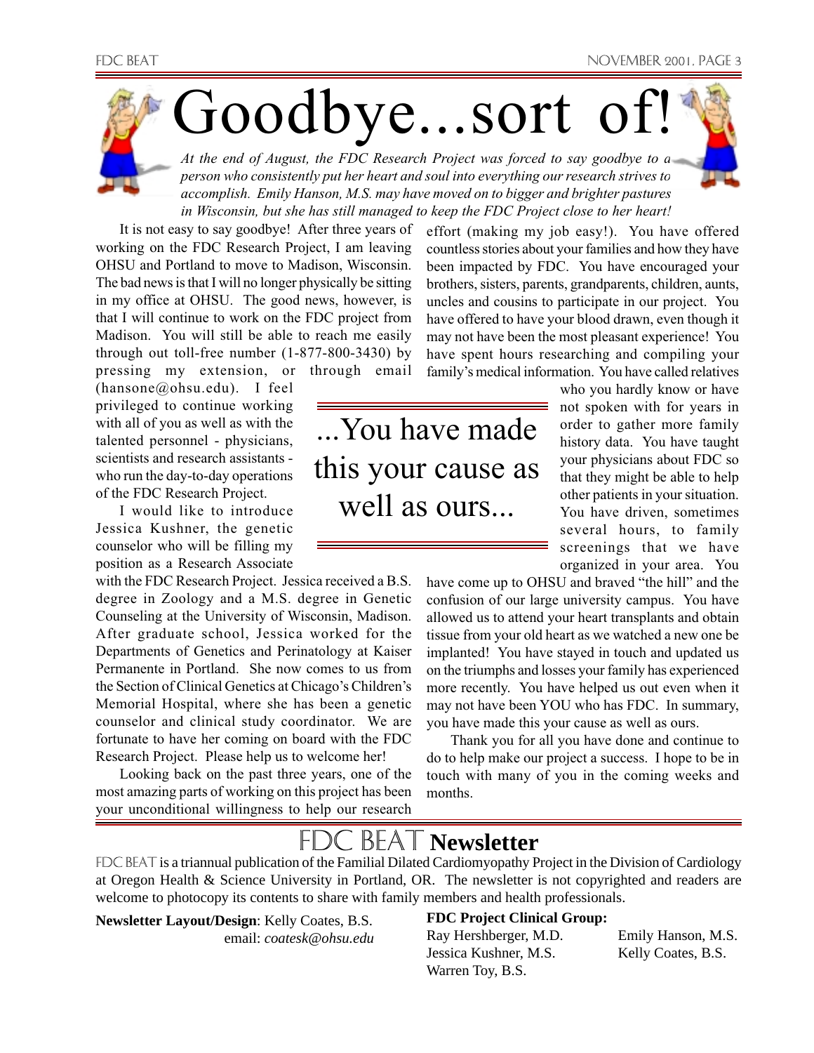# Goodbye...sort of!

*At the end of August, the FDC Research Project was forced to say goodbye to a person who consistently put her heart and soul into everything our research strives to accomplish. Emily Hanson, M.S. may have moved on to bigger and brighter pastures in Wisconsin, but she has still managed to keep the FDC Project close to her heart!*

It is not easy to say goodbye! After three years of working on the FDC Research Project, I am leaving OHSU and Portland to move to Madison, Wisconsin. The bad news is that I will no longer physically be sitting in my office at OHSU. The good news, however, is that I will continue to work on the FDC project from Madison. You will still be able to reach me easily through out toll-free number (1-877-800-3430) by pressing my extension, or through email (hansone@ohsu.edu). I feel privileged to continue working with all of you as well as with the talented personnel - physicians, scientists and research assistants - who run the day-to-day operations of the FDC Research Project.

I would like to introduce Jessica Kushner, the genetic counselor who will be filling my position as a Research Associate with the FDC Research Project. Jessica received a B.S. degree in Zoology and a M.S. degree in Genetic Counseling at the University of Wisconsin, Madison. After graduate school, Jessica worked for the Departments of Genetics and Perinatology at Kaiser Permanente in Portland. She now comes to us from the Section of Clinical Genetics at Chicago's Children's Memorial Hospital, where she has been a genetic counselor and clinical study coordinator. We are fortunate to have her coming on board with the FDC Research Project. Please help us to welcome her!

Looking back on the past three years, one of the most amazing parts of working on this project has been your unconditional willingness to help our research effort (making my job easy!). You have offered countless stories about your families and how they have been impacted by FDC. You have encouraged your brothers, sisters, parents, grandparents, children, aunts, uncles and cousins to participate in our project. You have offered to have your blood drawn, even though it may not have been the most pleasant experience! You have spent hours researching and compiling your family's medical information. You have called relatives who you hardly know or have not spoken with for years in order to gather more family history data. You have taught your physicians about FDC so that they might be able to help other patients in your situation. You have driven, sometimes several hours, to family screenings that we have organized in your area. You have come up to OHSU and braved "the hill" and the confusion of our large university campus. You have allowed us to attend your heart transplants and obtain tissue from your old heart as we watched a new one be implanted! You have stayed in touch and updated us on the triumphs and losses your family has experienced more recently. You have helped us out even when it may not have been YOU who has FDC. In summary, you have made this your cause as well as ours.

> ...You have made this your cause as well as ours...

Thank you for all you have done and continue to do to help make our project a success. I hope to be in touch with many of you in the coming weeks and months.

## FDC BEAT Newsletter

FDC BEAT is a triannual publication of the Familial Dilated Cardiomyopathy Project in the Division of Cardiology at Oregon Health & Science University in Portland, OR. The newsletter is not copyrighted and readers are welcome to photocopy its contents to share with family members and health professionals.

**Newsletter Layout/Design**: Kelly Coates, B.S.
email: *coatesk@ohsu.edu*

**FDC Project Clinical Group:**

Ray Hershberger, M.D.
Jessica Kushner, M.S.
Warren Toy, B.S.
Emily Hanson, M.S.
Kelly Coates, B.S.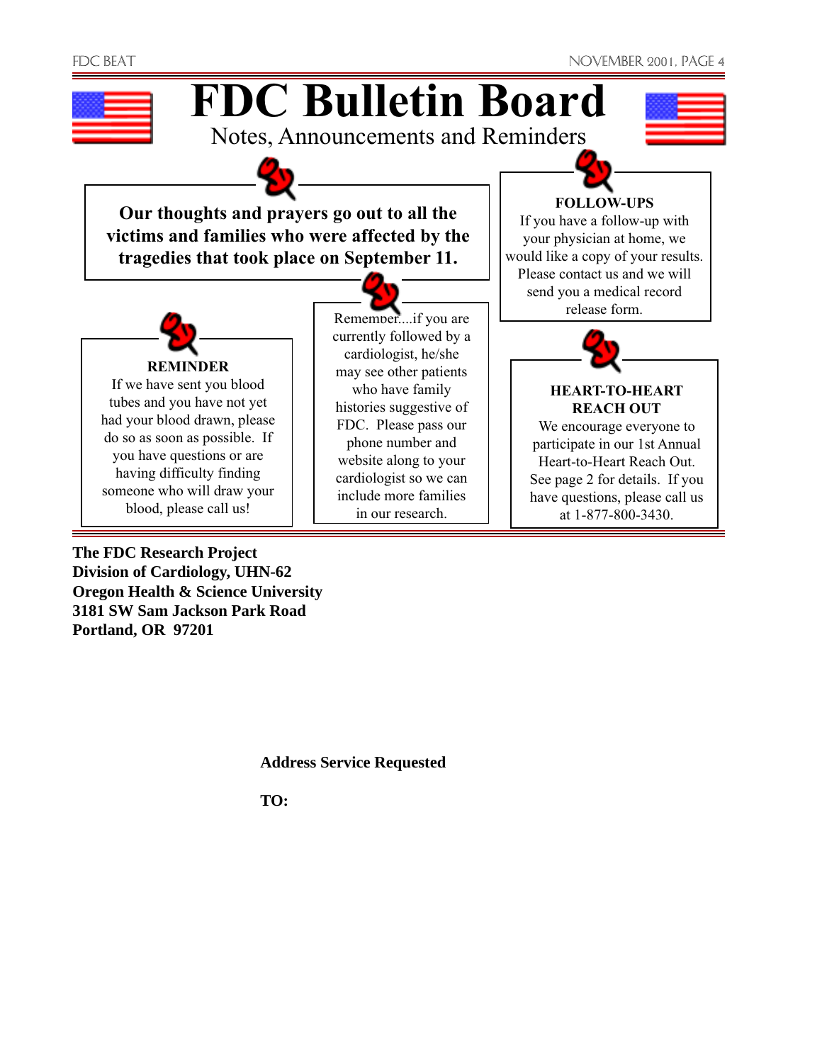# FDC Bulletin Board

Notes, Announcements and Reminders

**Our thoughts and prayers go out to all the victims and families who were affected by the tragedies that took place on September 11.**

**FOLLOW-UPS**

If you have a follow-up with your physician at home, we would like a copy of your results. Please contact us and we will send you a medical record release form.

**REMINDER**

If we have sent you blood tubes and you have not yet had your blood drawn, please do so as soon as possible. If you have questions or are having difficulty finding someone who will draw your blood, please call us!

Remember....if you are currently followed by a cardiologist, he/she may see other patients who have family histories suggestive of FDC. Please pass our phone number and website along to your cardiologist so we can include more families in our research.

**HEART-TO-HEART REACH OUT**

We encourage everyone to participate in our 1st Annual Heart-to-Heart Reach Out. See page 2 for details. If you have questions, please call us at 1-877-800-3430.

**The FDC Research Project**
**Division of Cardiology, UHN-62**
**Oregon Health & Science University**
**3181 SW Sam Jackson Park Road**
**Portland, OR 97201**

**Address Service Requested**

**TO:**